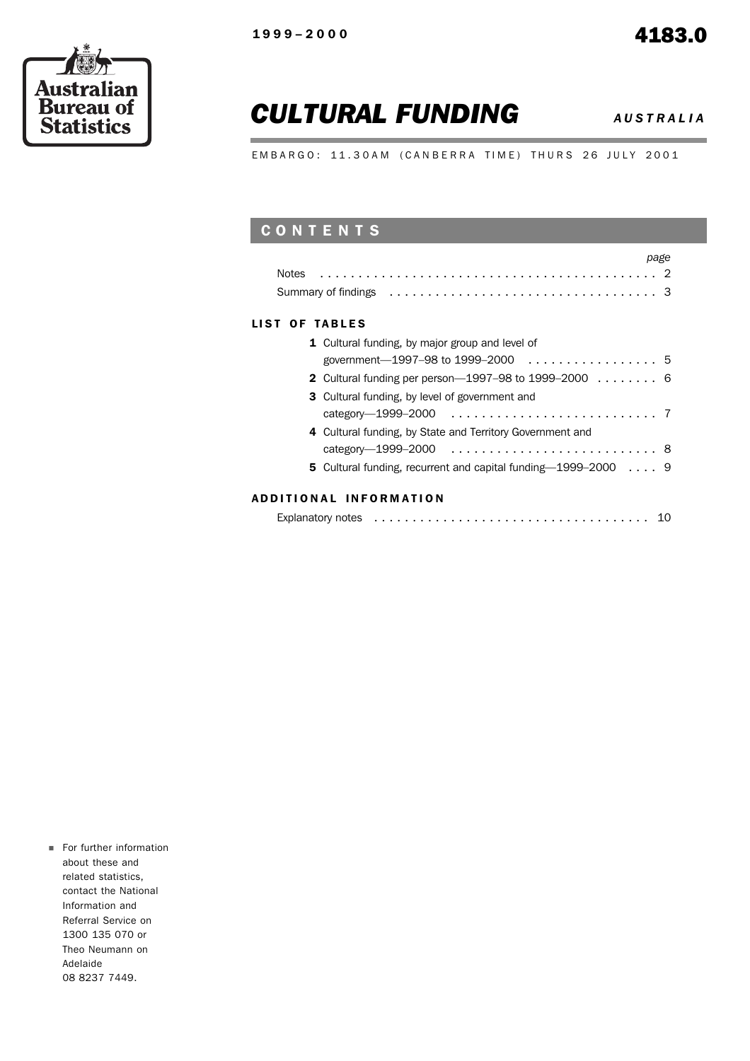1999–2000

4183.0

Australian Bureau of Statistics

# CULTURAL FUNDING

*AUSTRALIA*

EMBARGO: 11.30AM (CANBERRA TIME) THURS 26 JULY 2001

## CONTENTS

| | page |
|---|---|
| Notes | 2 |
| Summary of findings | 3 |

### LIST OF TABLES

| | page |
|---|---|
| **1** Cultural funding, by major group and level of government—1997–98 to 1999–2000 | 5 |
| **2** Cultural funding per person—1997–98 to 1999–2000 | 6 |
| **3** Cultural funding, by level of government and category—1999–2000 | 7 |
| **4** Cultural funding, by State and Territory Government and category—1999–2000 | 8 |
| **5** Cultural funding, recurrent and capital funding—1999–2000 | 9 |

### ADDITIONAL INFORMATION

| | page |
|---|---|
| Explanatory notes | 10 |

- For further information about these and related statistics, contact the National Information and Referral Service on 1300 135 070 or Theo Neumann on Adelaide 08 8237 7449.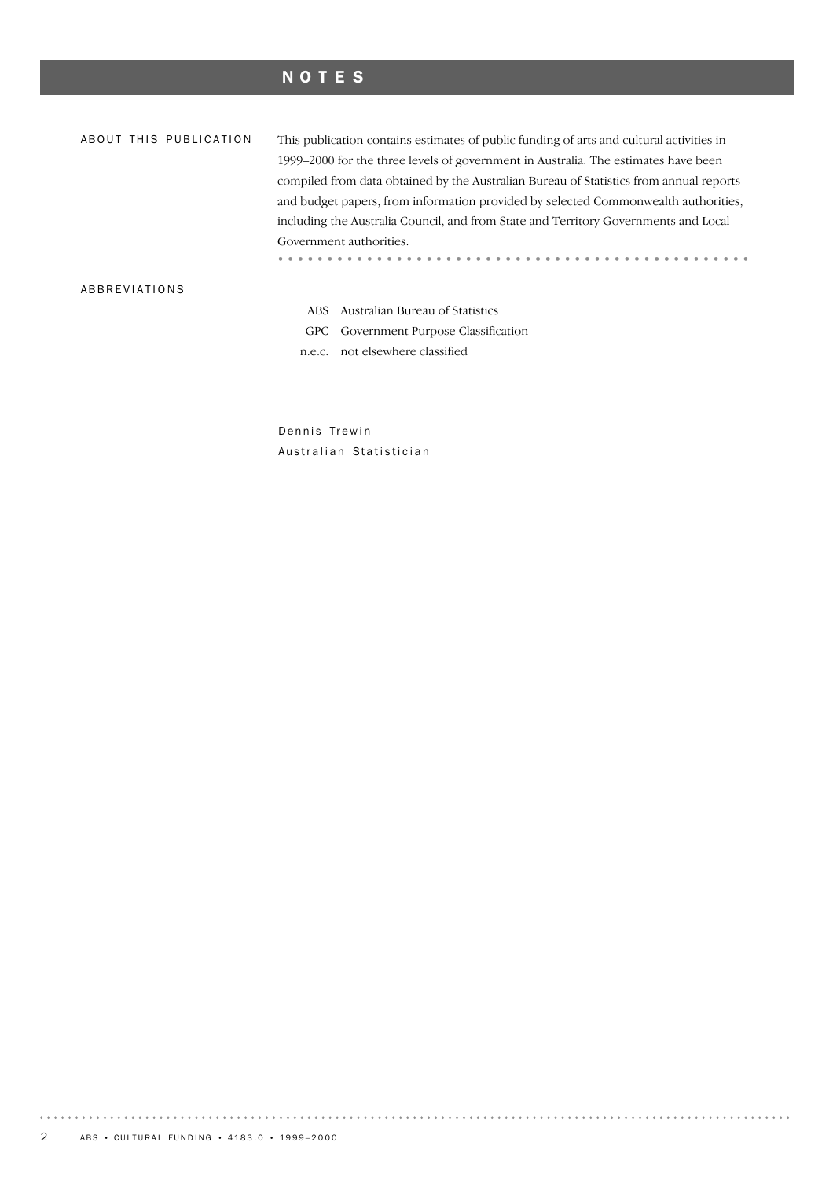# NOTES

## ABOUT THIS PUBLICATION

This publication contains estimates of public funding of arts and cultural activities in 1999–2000 for the three levels of government in Australia. The estimates have been compiled from data obtained by the Australian Bureau of Statistics from annual reports and budget papers, from information provided by selected Commonwealth authorities, including the Australia Council, and from State and Territory Governments and Local Government authorities.

## ABBREVIATIONS

| | |
|---|---|
| ABS | Australian Bureau of Statistics |
| GPC | Government Purpose Classification |
| n.e.c. | not elsewhere classified |

Dennis Trewin
Australian Statistician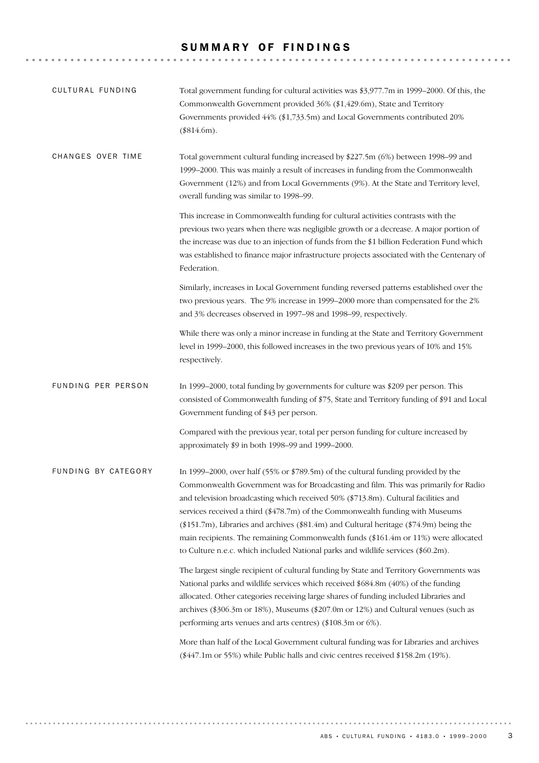# SUMMARY OF FINDINGS

## CULTURAL FUNDING

Total government funding for cultural activities was $3,977.7m in 1999–2000. Of this, the Commonwealth Government provided 36% ($1,429.6m), State and Territory Governments provided 44% ($1,733.5m) and Local Governments contributed 20% ($814.6m).

## CHANGES OVER TIME

Total government cultural funding increased by $227.5m (6%) between 1998–99 and 1999–2000. This was mainly a result of increases in funding from the Commonwealth Government (12%) and from Local Governments (9%). At the State and Territory level, overall funding was similar to 1998–99.

This increase in Commonwealth funding for cultural activities contrasts with the previous two years when there was negligible growth or a decrease. A major portion of the increase was due to an injection of funds from the $1 billion Federation Fund which was established to finance major infrastructure projects associated with the Centenary of Federation.

Similarly, increases in Local Government funding reversed patterns established over the two previous years. The 9% increase in 1999–2000 more than compensated for the 2% and 3% decreases observed in 1997–98 and 1998–99, respectively.

While there was only a minor increase in funding at the State and Territory Government level in 1999–2000, this followed increases in the two previous years of 10% and 15% respectively.

## FUNDING PER PERSON

In 1999–2000, total funding by governments for culture was $209 per person. This consisted of Commonwealth funding of $75, State and Territory funding of $91 and Local Government funding of $43 per person.

Compared with the previous year, total per person funding for culture increased by approximately $9 in both 1998–99 and 1999–2000.

## FUNDING BY CATEGORY

In 1999–2000, over half (55% or $789.5m) of the cultural funding provided by the Commonwealth Government was for Broadcasting and film. This was primarily for Radio and television broadcasting which received 50% ($713.8m). Cultural facilities and services received a third ($478.7m) of the Commonwealth funding with Museums ($151.7m), Libraries and archives ($81.4m) and Cultural heritage ($74.9m) being the main recipients. The remaining Commonwealth funds ($161.4m or 11%) were allocated to Culture n.e.c. which included National parks and wildlife services ($60.2m).

The largest single recipient of cultural funding by State and Territory Governments was National parks and wildlife services which received $684.8m (40%) of the funding allocated. Other categories receiving large shares of funding included Libraries and archives ($306.3m or 18%), Museums ($207.0m or 12%) and Cultural venues (such as performing arts venues and arts centres) ($108.3m or 6%).

More than half of the Local Government cultural funding was for Libraries and archives ($447.1m or 55%) while Public halls and civic centres received $158.2m (19%).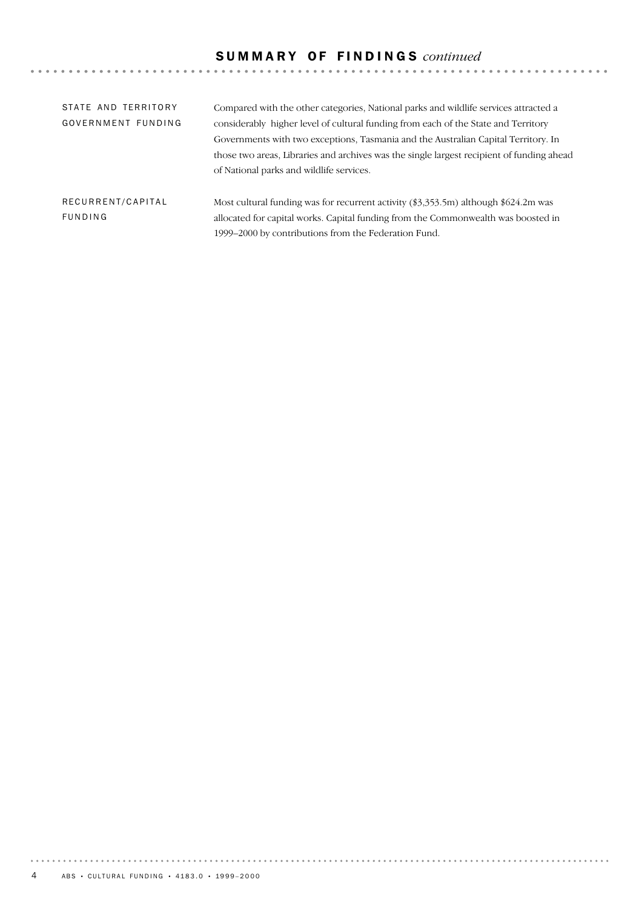## SUMMARY OF FINDINGS *continued*

### STATE AND TERRITORY GOVERNMENT FUNDING

Compared with the other categories, National parks and wildlife services attracted a considerably higher level of cultural funding from each of the State and Territory Governments with two exceptions, Tasmania and the Australian Capital Territory. In those two areas, Libraries and archives was the single largest recipient of funding ahead of National parks and wildlife services.

### RECURRENT/CAPITAL FUNDING

Most cultural funding was for recurrent activity ($3,353.5m) although $624.2m was allocated for capital works. Capital funding from the Commonwealth was boosted in 1999–2000 by contributions from the Federation Fund.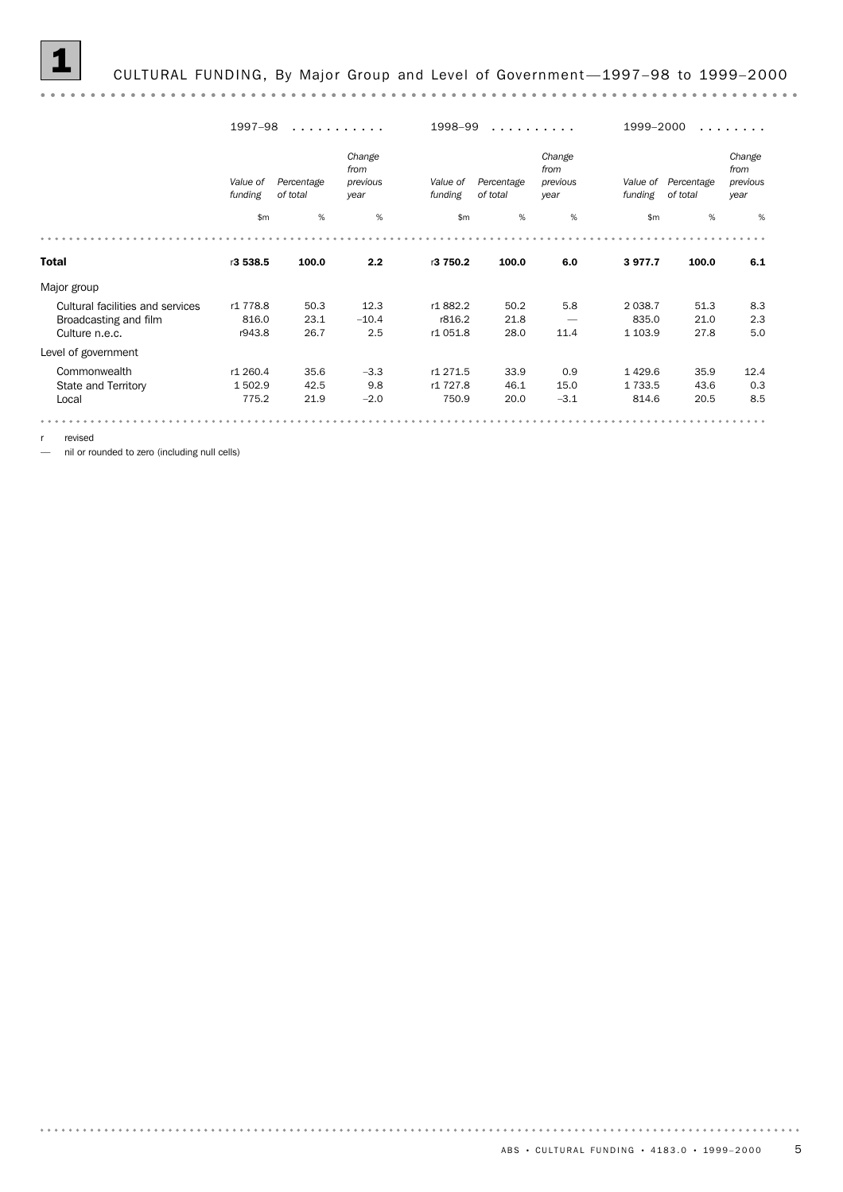# 1 CULTURAL FUNDING, By Major Group and Level of Government—1997–98 to 1999–2000

| | 1997–98 | | | 1998–99 | | | 1999–2000 | | |
|---|---|---|---|---|---|---|---|---|---|
| | *Value of funding* | *Percentage of total* | *Change from previous year* | *Value of funding* | *Percentage of total* | *Change from previous year* | *Value of funding* | *Percentage of total* | *Change from previous year* |
| | $m | % | % | $m | % | % | $m | % | % |
| **Total** | r**3 538.5** | **100.0** | **2.2** | r**3 750.2** | **100.0** | **6.0** | **3 977.7** | **100.0** | **6.1** |
| Major group | | | | | | | | | |
| Cultural facilities and services | r1 778.8 | 50.3 | 12.3 | r1 882.2 | 50.2 | 5.8 | 2 038.7 | 51.3 | 8.3 |
| Broadcasting and film | 816.0 | 23.1 | −10.4 | r816.2 | 21.8 | — | 835.0 | 21.0 | 2.3 |
| Culture n.e.c. | r943.8 | 26.7 | 2.5 | r1 051.8 | 28.0 | 11.4 | 1 103.9 | 27.8 | 5.0 |
| Level of government | | | | | | | | | |
| Commonwealth | r1 260.4 | 35.6 | −3.3 | r1 271.5 | 33.9 | 0.9 | 1 429.6 | 35.9 | 12.4 |
| State and Territory | 1 502.9 | 42.5 | 9.8 | r1 727.8 | 46.1 | 15.0 | 1 733.5 | 43.6 | 0.3 |
| Local | 775.2 | 21.9 | −2.0 | 750.9 | 20.0 | −3.1 | 814.6 | 20.5 | 8.5 |

r revised

— nil or rounded to zero (including null cells)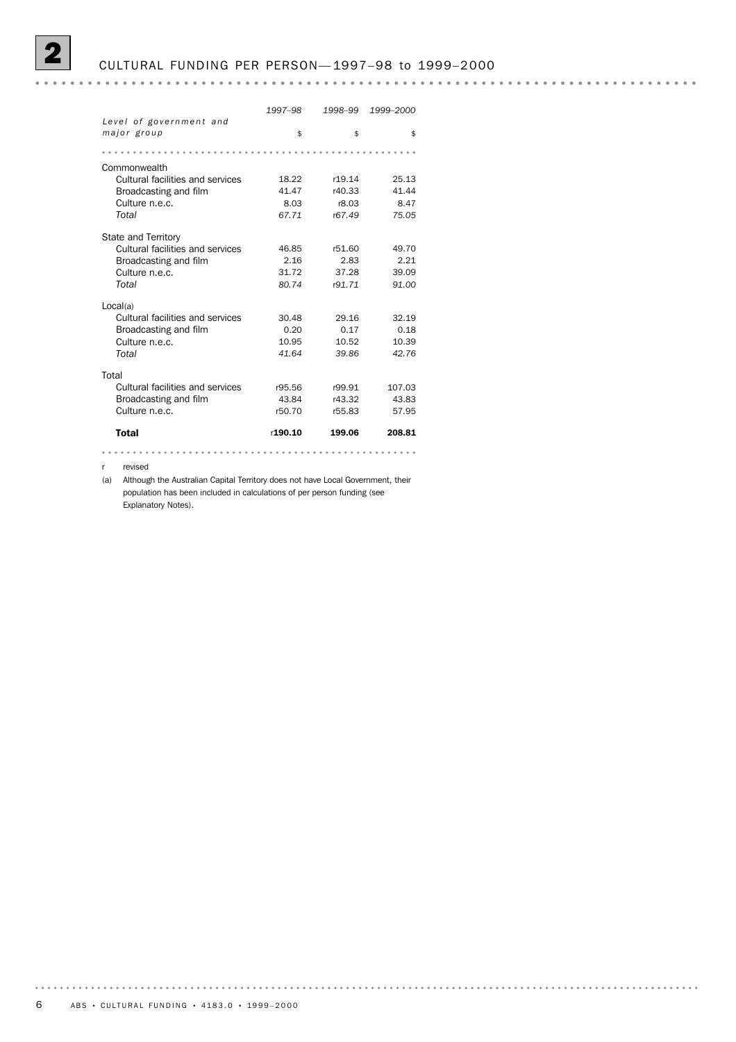## 2 CULTURAL FUNDING PER PERSON—1997–98 to 1999–2000

| Level of government and major group | 1997–98 | 1998–99 | 1999–2000 |
|---|---|---|---|
| | $ | $ | $ |
| **Commonwealth** | | | |
| Cultural facilities and services | 18.22 | r19.14 | 25.13 |
| Broadcasting and film | 41.47 | r40.33 | 41.44 |
| Culture n.e.c. | 8.03 | r8.03 | 8.47 |
| *Total* | *67.71* | *r67.49* | *75.05* |
| **State and Territory** | | | |
| Cultural facilities and services | 46.85 | r51.60 | 49.70 |
| Broadcasting and film | 2.16 | 2.83 | 2.21 |
| Culture n.e.c. | 31.72 | 37.28 | 39.09 |
| *Total* | *80.74* | *r91.71* | *91.00* |
| **Local(a)** | | | |
| Cultural facilities and services | 30.48 | 29.16 | 32.19 |
| Broadcasting and film | 0.20 | 0.17 | 0.18 |
| Culture n.e.c. | 10.95 | 10.52 | 10.39 |
| *Total* | *41.64* | *39.86* | *42.76* |
| **Total** | | | |
| Cultural facilities and services | r95.56 | r99.91 | 107.03 |
| Broadcasting and film | 43.84 | r43.32 | 43.83 |
| Culture n.e.c. | r50.70 | r55.83 | 57.95 |
| **Total** | r**190.10** | **199.06** | **208.81** |

r revised

(a) Although the Australian Capital Territory does not have Local Government, their population has been included in calculations of per person funding (see Explanatory Notes).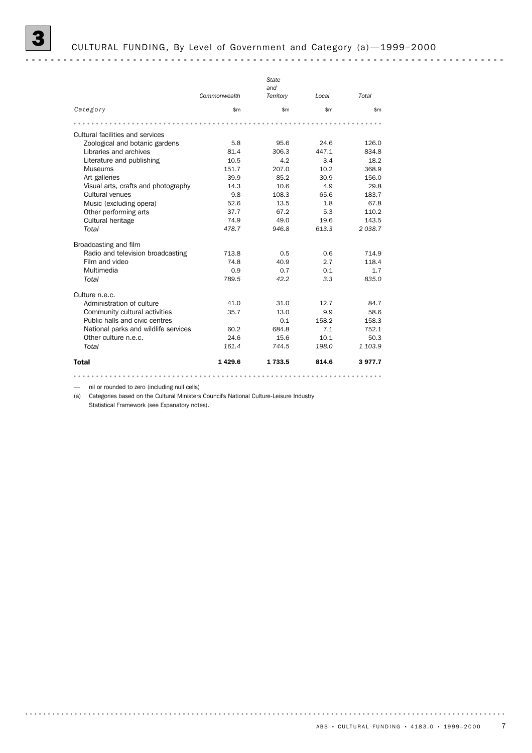## 3 CULTURAL FUNDING, By Level of Government and Category (a)—1999–2000

| Category | Commonwealth | State and Territory | Local | Total |
|---|---|---|---|---|
| | $m | $m | $m | $m |
| **Cultural facilities and services** | | | | |
| Zoological and botanic gardens | 5.8 | 95.6 | 24.6 | 126.0 |
| Libraries and archives | 81.4 | 306.3 | 447.1 | 834.8 |
| Literature and publishing | 10.5 | 4.2 | 3.4 | 18.2 |
| Museums | 151.7 | 207.0 | 10.2 | 368.9 |
| Art galleries | 39.9 | 85.2 | 30.9 | 156.0 |
| Visual arts, crafts and photography | 14.3 | 10.6 | 4.9 | 29.8 |
| Cultural venues | 9.8 | 108.3 | 65.6 | 183.7 |
| Music (excluding opera) | 52.6 | 13.5 | 1.8 | 67.8 |
| Other performing arts | 37.7 | 67.2 | 5.3 | 110.2 |
| Cultural heritage | 74.9 | 49.0 | 19.6 | 143.5 |
| *Total* | *478.7* | *946.8* | *613.3* | *2 038.7* |
| **Broadcasting and film** | | | | |
| Radio and television broadcasting | 713.8 | 0.5 | 0.6 | 714.9 |
| Film and video | 74.8 | 40.9 | 2.7 | 118.4 |
| Multimedia | 0.9 | 0.7 | 0.1 | 1.7 |
| *Total* | *789.5* | *42.2* | *3.3* | *835.0* |
| **Culture n.e.c.** | | | | |
| Administration of culture | 41.0 | 31.0 | 12.7 | 84.7 |
| Community cultural activities | 35.7 | 13.0 | 9.9 | 58.6 |
| Public halls and civic centres | — | 0.1 | 158.2 | 158.3 |
| National parks and wildlife services | 60.2 | 684.8 | 7.1 | 752.1 |
| Other culture n.e.c. | 24.6 | 15.6 | 10.1 | 50.3 |
| *Total* | *161.4* | *744.5* | *198.0* | *1 103.9* |
| **Total** | **1 429.6** | **1 733.5** | **814.6** | **3 977.7** |

— nil or rounded to zero (including null cells)

(a) Categories based on the Cultural Ministers Council's National Culture-Leisure Industry Statistical Framework (see Expanatory notes).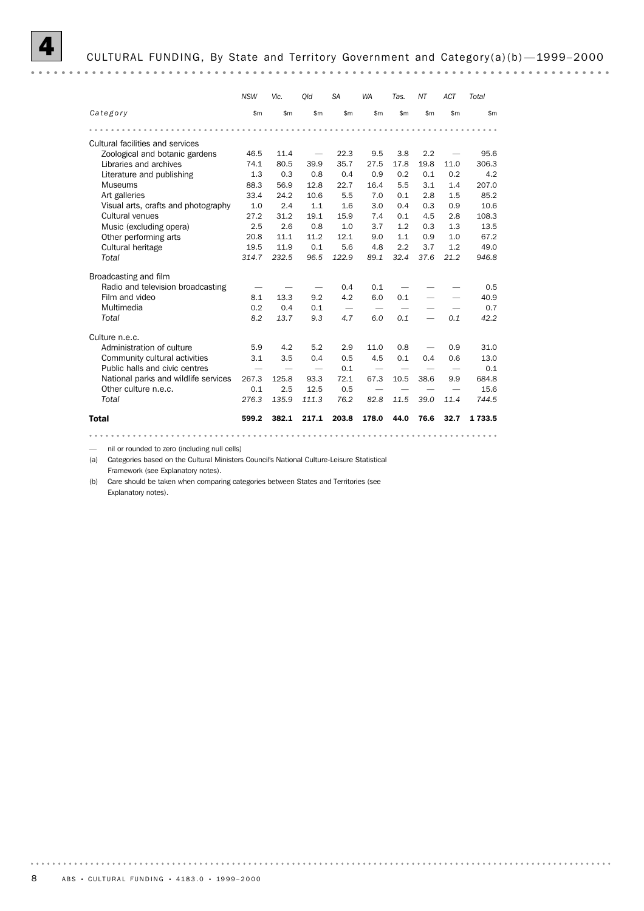## 4 CULTURAL FUNDING, By State and Territory Government and Category(a)(b)—1999–2000

| Category | NSW | Vic. | Qld | SA | WA | Tas. | NT | ACT | Total |
|---|---|---|---|---|---|---|---|---|---|
| | $m | $m | $m | $m | $m | $m | $m | $m | $m |
| Cultural facilities and services | | | | | | | | | |
| Zoological and botanic gardens | 46.5 | 11.4 | — | 22.3 | 9.5 | 3.8 | 2.2 | — | 95.6 |
| Libraries and archives | 74.1 | 80.5 | 39.9 | 35.7 | 27.5 | 17.8 | 19.8 | 11.0 | 306.3 |
| Literature and publishing | 1.3 | 0.3 | 0.8 | 0.4 | 0.9 | 0.2 | 0.1 | 0.2 | 4.2 |
| Museums | 88.3 | 56.9 | 12.8 | 22.7 | 16.4 | 5.5 | 3.1 | 1.4 | 207.0 |
| Art galleries | 33.4 | 24.2 | 10.6 | 5.5 | 7.0 | 0.1 | 2.8 | 1.5 | 85.2 |
| Visual arts, crafts and photography | 1.0 | 2.4 | 1.1 | 1.6 | 3.0 | 0.4 | 0.3 | 0.9 | 10.6 |
| Cultural venues | 27.2 | 31.2 | 19.1 | 15.9 | 7.4 | 0.1 | 4.5 | 2.8 | 108.3 |
| Music (excluding opera) | 2.5 | 2.6 | 0.8 | 1.0 | 3.7 | 1.2 | 0.3 | 1.3 | 13.5 |
| Other performing arts | 20.8 | 11.1 | 11.2 | 12.1 | 9.0 | 1.1 | 0.9 | 1.0 | 67.2 |
| Cultural heritage | 19.5 | 11.9 | 0.1 | 5.6 | 4.8 | 2.2 | 3.7 | 1.2 | 49.0 |
| *Total* | *314.7* | *232.5* | *96.5* | *122.9* | *89.1* | *32.4* | *37.6* | *21.2* | *946.8* |
| Broadcasting and film | | | | | | | | | |
| Radio and television broadcasting | — | — | — | 0.4 | 0.1 | — | — | — | 0.5 |
| Film and video | 8.1 | 13.3 | 9.2 | 4.2 | 6.0 | 0.1 | — | — | 40.9 |
| Multimedia | 0.2 | 0.4 | 0.1 | — | — | — | — | — | 0.7 |
| *Total* | *8.2* | *13.7* | *9.3* | *4.7* | *6.0* | *0.1* | — | *0.1* | *42.2* |
| Culture n.e.c. | | | | | | | | | |
| Administration of culture | 5.9 | 4.2 | 5.2 | 2.9 | 11.0 | 0.8 | — | 0.9 | 31.0 |
| Community cultural activities | 3.1 | 3.5 | 0.4 | 0.5 | 4.5 | 0.1 | 0.4 | 0.6 | 13.0 |
| Public halls and civic centres | — | — | — | 0.1 | — | — | — | — | 0.1 |
| National parks and wildlife services | 267.3 | 125.8 | 93.3 | 72.1 | 67.3 | 10.5 | 38.6 | 9.9 | 684.8 |
| Other culture n.e.c. | 0.1 | 2.5 | 12.5 | 0.5 | — | — | — | — | 15.6 |
| *Total* | *276.3* | *135.9* | *111.3* | *76.2* | *82.8* | *11.5* | *39.0* | *11.4* | *744.5* |
| **Total** | **599.2** | **382.1** | **217.1** | **203.8** | **178.0** | **44.0** | **76.6** | **32.7** | **1 733.5** |

— nil or rounded to zero (including null cells)

(a) Categories based on the Cultural Ministers Council's National Culture-Leisure Statistical Framework (see Explanatory notes).

(b) Care should be taken when comparing categories between States and Territories (see Explanatory notes).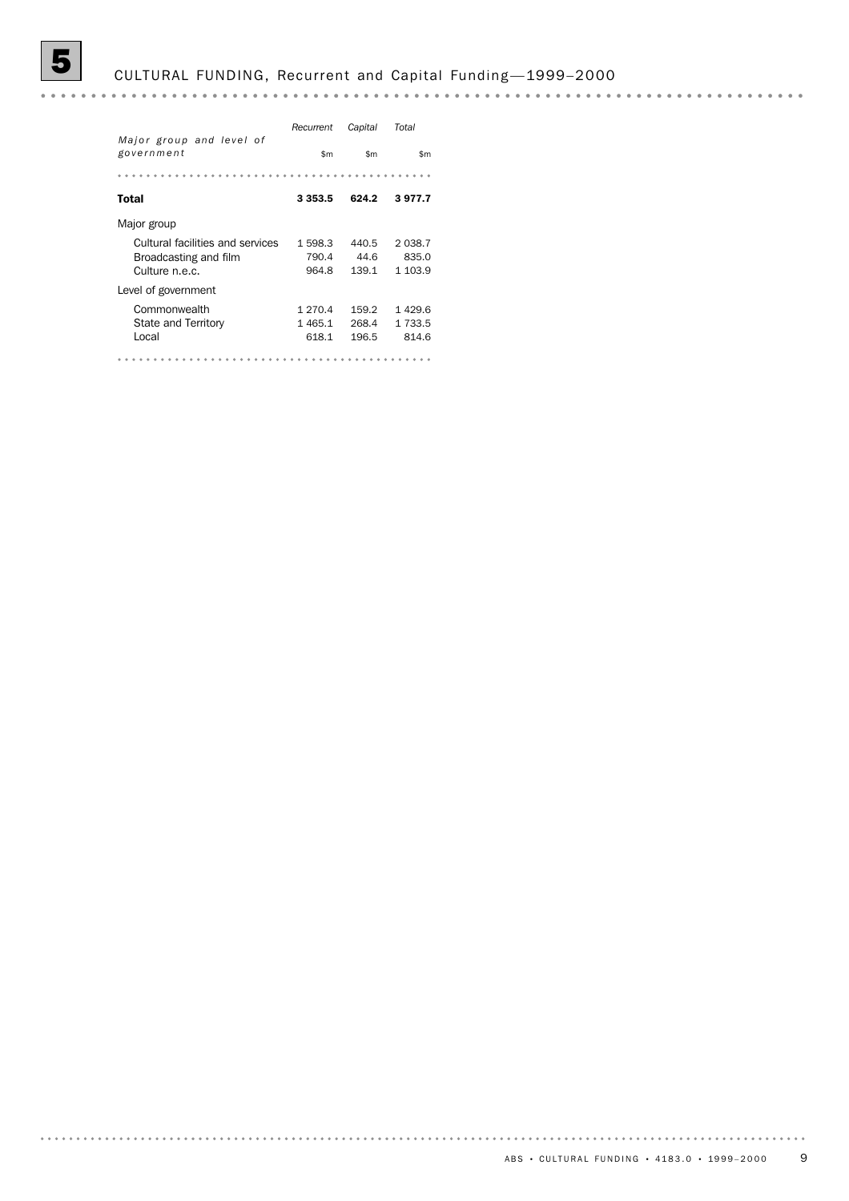# 5 CULTURAL FUNDING, Recurrent and Capital Funding—1999–2000

| Major group and level of government | Recurrent | Capital | Total |
|---|---|---|---|
| | $m | $m | $m |
| **Total** | **3 353.5** | **624.2** | **3 977.7** |
| Major group | | | |
| Cultural facilities and services | 1 598.3 | 440.5 | 2 038.7 |
| Broadcasting and film | 790.4 | 44.6 | 835.0 |
| Culture n.e.c. | 964.8 | 139.1 | 1 103.9 |
| Level of government | | | |
| Commonwealth | 1 270.4 | 159.2 | 1 429.6 |
| State and Territory | 1 465.1 | 268.4 | 1 733.5 |
| Local | 618.1 | 196.5 | 814.6 |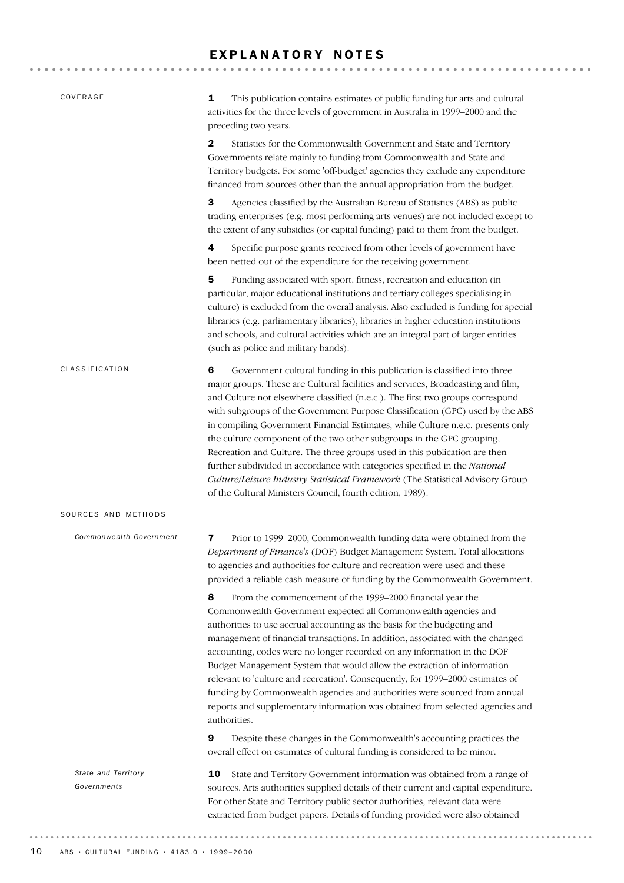# EXPLANATORY NOTES

## COVERAGE

**1** This publication contains estimates of public funding for arts and cultural activities for the three levels of government in Australia in 1999–2000 and the preceding two years.

**2** Statistics for the Commonwealth Government and State and Territory Governments relate mainly to funding from Commonwealth and State and Territory budgets. For some 'off-budget' agencies they exclude any expenditure financed from sources other than the annual appropriation from the budget.

**3** Agencies classified by the Australian Bureau of Statistics (ABS) as public trading enterprises (e.g. most performing arts venues) are not included except to the extent of any subsidies (or capital funding) paid to them from the budget.

**4** Specific purpose grants received from other levels of government have been netted out of the expenditure for the receiving government.

**5** Funding associated with sport, fitness, recreation and education (in particular, major educational institutions and tertiary colleges specialising in culture) is excluded from the overall analysis. Also excluded is funding for special libraries (e.g. parliamentary libraries), libraries in higher education institutions and schools, and cultural activities which are an integral part of larger entities (such as police and military bands).

## CLASSIFICATION

**6** Government cultural funding in this publication is classified into three major groups. These are Cultural facilities and services, Broadcasting and film, and Culture not elsewhere classified (n.e.c.). The first two groups correspond with subgroups of the Government Purpose Classification (GPC) used by the ABS in compiling Government Financial Estimates, while Culture n.e.c. presents only the culture component of the two other subgroups in the GPC grouping, Recreation and Culture. The three groups used in this publication are then further subdivided in accordance with categories specified in the *National Culture/Leisure Industry Statistical Framework* (The Statistical Advisory Group of the Cultural Ministers Council, fourth edition, 1989).

## SOURCES AND METHODS

### *Commonwealth Government*

**7** Prior to 1999–2000, Commonwealth funding data were obtained from the *Department of Finance's* (DOF) Budget Management System. Total allocations to agencies and authorities for culture and recreation were used and these provided a reliable cash measure of funding by the Commonwealth Government.

**8** From the commencement of the 1999–2000 financial year the Commonwealth Government expected all Commonwealth agencies and authorities to use accrual accounting as the basis for the budgeting and management of financial transactions. In addition, associated with the changed accounting, codes were no longer recorded on any information in the DOF Budget Management System that would allow the extraction of information relevant to 'culture and recreation'. Consequently, for 1999–2000 estimates of funding by Commonwealth agencies and authorities were sourced from annual reports and supplementary information was obtained from selected agencies and authorities.

**9** Despite these changes in the Commonwealth's accounting practices the overall effect on estimates of cultural funding is considered to be minor.

### *State and Territory Governments*

**10** State and Territory Government information was obtained from a range of sources. Arts authorities supplied details of their current and capital expenditure. For other State and Territory public sector authorities, relevant data were extracted from budget papers. Details of funding provided were also obtained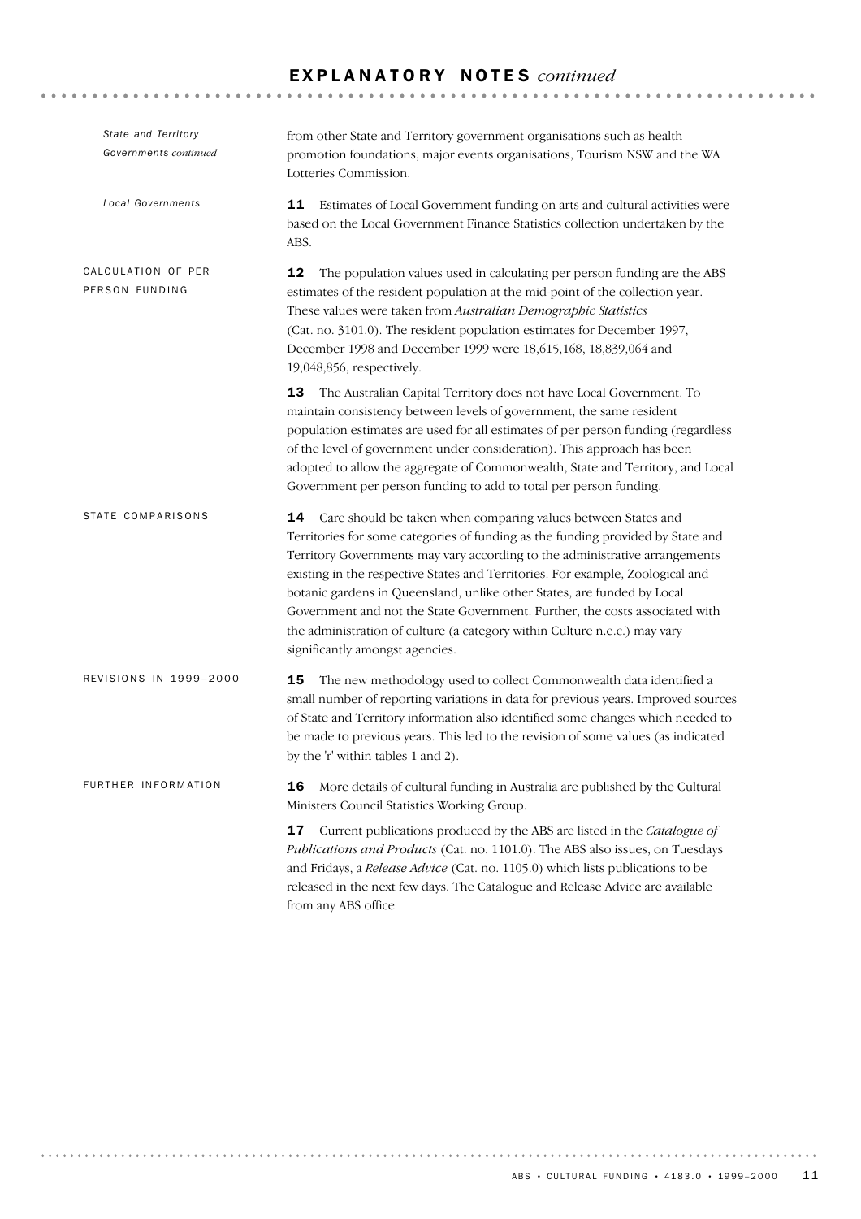## EXPLANATORY NOTES *continued*

*State and Territory Governments continued*

from other State and Territory government organisations such as health promotion foundations, major events organisations, Tourism NSW and the WA Lotteries Commission.

*Local Governments*

**11** Estimates of Local Government funding on arts and cultural activities were based on the Local Government Finance Statistics collection undertaken by the ABS.

### CALCULATION OF PER PERSON FUNDING

**12** The population values used in calculating per person funding are the ABS estimates of the resident population at the mid-point of the collection year. These values were taken from *Australian Demographic Statistics* (Cat. no. 3101.0). The resident population estimates for December 1997, December 1998 and December 1999 were 18,615,168, 18,839,064 and 19,048,856, respectively.

**13** The Australian Capital Territory does not have Local Government. To maintain consistency between levels of government, the same resident population estimates are used for all estimates of per person funding (regardless of the level of government under consideration). This approach has been adopted to allow the aggregate of Commonwealth, State and Territory, and Local Government per person funding to add to total per person funding.

### STATE COMPARISONS

**14** Care should be taken when comparing values between States and Territories for some categories of funding as the funding provided by State and Territory Governments may vary according to the administrative arrangements existing in the respective States and Territories. For example, Zoological and botanic gardens in Queensland, unlike other States, are funded by Local Government and not the State Government. Further, the costs associated with the administration of culture (a category within Culture n.e.c.) may vary significantly amongst agencies.

### REVISIONS IN 1999–2000

**15** The new methodology used to collect Commonwealth data identified a small number of reporting variations in data for previous years. Improved sources of State and Territory information also identified some changes which needed to be made to previous years. This led to the revision of some values (as indicated by the 'r' within tables 1 and 2).

### FURTHER INFORMATION

**16** More details of cultural funding in Australia are published by the Cultural Ministers Council Statistics Working Group.

**17** Current publications produced by the ABS are listed in the *Catalogue of Publications and Products* (Cat. no. 1101.0). The ABS also issues, on Tuesdays and Fridays, a *Release Advice* (Cat. no. 1105.0) which lists publications to be released in the next few days. The Catalogue and Release Advice are available from any ABS office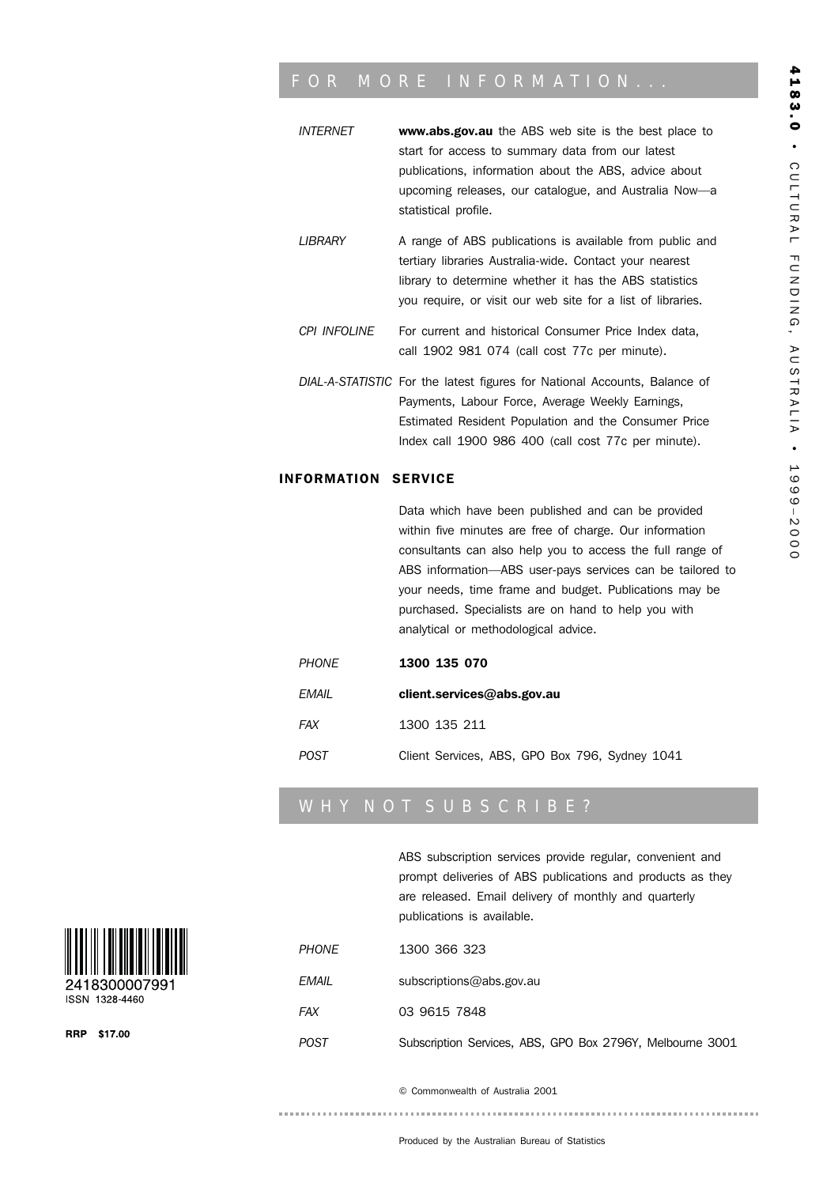## FOR MORE INFORMATION...

*INTERNET* **www.abs.gov.au** the ABS web site is the best place to start for access to summary data from our latest publications, information about the ABS, advice about upcoming releases, our catalogue, and Australia Now—a statistical profile.

*LIBRARY* A range of ABS publications is available from public and tertiary libraries Australia-wide. Contact your nearest library to determine whether it has the ABS statistics you require, or visit our web site for a list of libraries.

*CPI INFOLINE* For current and historical Consumer Price Index data, call 1902 981 074 (call cost 77c per minute).

*DIAL-A-STATISTIC* For the latest figures for National Accounts, Balance of Payments, Labour Force, Average Weekly Earnings, Estimated Resident Population and the Consumer Price Index call 1900 986 400 (call cost 77c per minute).

### INFORMATION SERVICE

Data which have been published and can be provided within five minutes are free of charge. Our information consultants can also help you to access the full range of ABS information—ABS user-pays services can be tailored to your needs, time frame and budget. Publications may be purchased. Specialists are on hand to help you with analytical or methodological advice.

*PHONE* **1300 135 070**

*EMAIL* **client.services@abs.gov.au**

*FAX* 1300 135 211

*POST* Client Services, ABS, GPO Box 796, Sydney 1041

## WHY NOT SUBSCRIBE?

ABS subscription services provide regular, convenient and prompt deliveries of ABS publications and products as they are released. Email delivery of monthly and quarterly publications is available.

*PHONE* 1300 366 323

*EMAIL* subscriptions@abs.gov.au

*FAX* 03 9615 7848

*POST* Subscription Services, ABS, GPO Box 2796Y, Melbourne 3001

© Commonwealth of Australia 2001

Produced by the Australian Bureau of Statistics

2418300007991
ISSN 1328-4460

**RRP $17.00**

**4183.0** • CULTURAL FUNDING, AUSTRALIA • 1999–2000